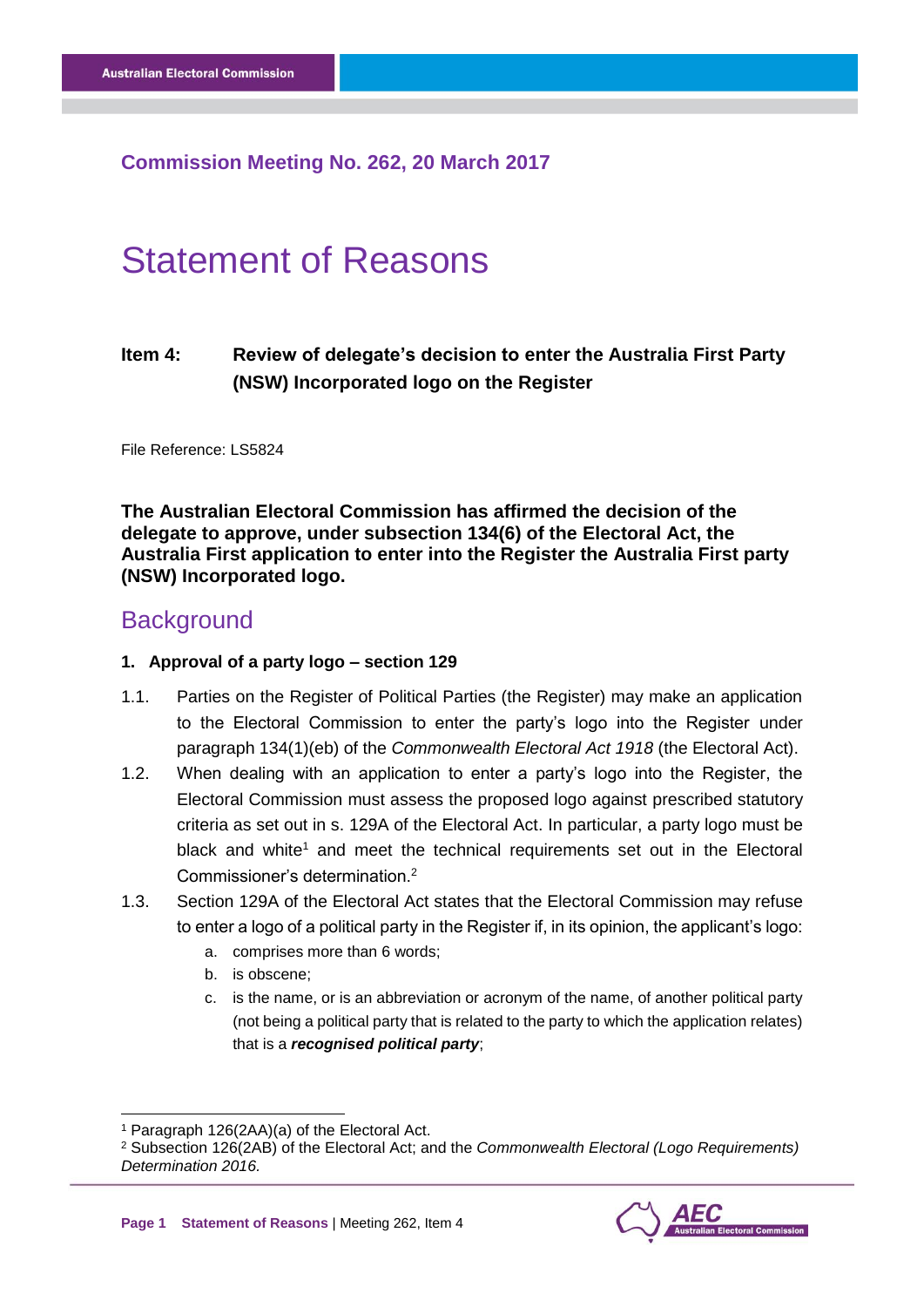## Commission Meeting No. 262, 20 March 2017

# Statement of Reasons

**Item 4: Review of delegate's decision to enter the Australia First Party (NSW) Incorporated logo on the Register**

File Reference: LS5824

**The Australian Electoral Commission has affirmed the decision of the delegate to approve, under subsection 134(6) of the Electoral Act, the Australia First application to enter into the Register the Australia First party (NSW) Incorporated logo.**

## Background

### 1. Approval of a party logo – section 129

1.1. Parties on the Register of Political Parties (the Register) may make an application to the Electoral Commission to enter the party's logo into the Register under paragraph 134(1)(eb) of the *Commonwealth Electoral Act 1918* (the Electoral Act).

1.2. When dealing with an application to enter a party's logo into the Register, the Electoral Commission must assess the proposed logo against prescribed statutory criteria as set out in s. 129A of the Electoral Act. In particular, a party logo must be black and white[1] and meet the technical requirements set out in the Electoral Commissioner's determination.[2]

1.3. Section 129A of the Electoral Act states that the Electoral Commission may refuse to enter a logo of a political party in the Register if, in its opinion, the applicant's logo:

a. comprises more than 6 words;
b. is obscene;
c. is the name, or is an abbreviation or acronym of the name, of another political party (not being a political party that is related to the party to which the application relates) that is a ***recognised political party***;

[1] Paragraph 126(2AA)(a) of the Electoral Act.
[2] Subsection 126(2AB) of the Electoral Act; and the *Commonwealth Electoral (Logo Requirements) Determination 2016.*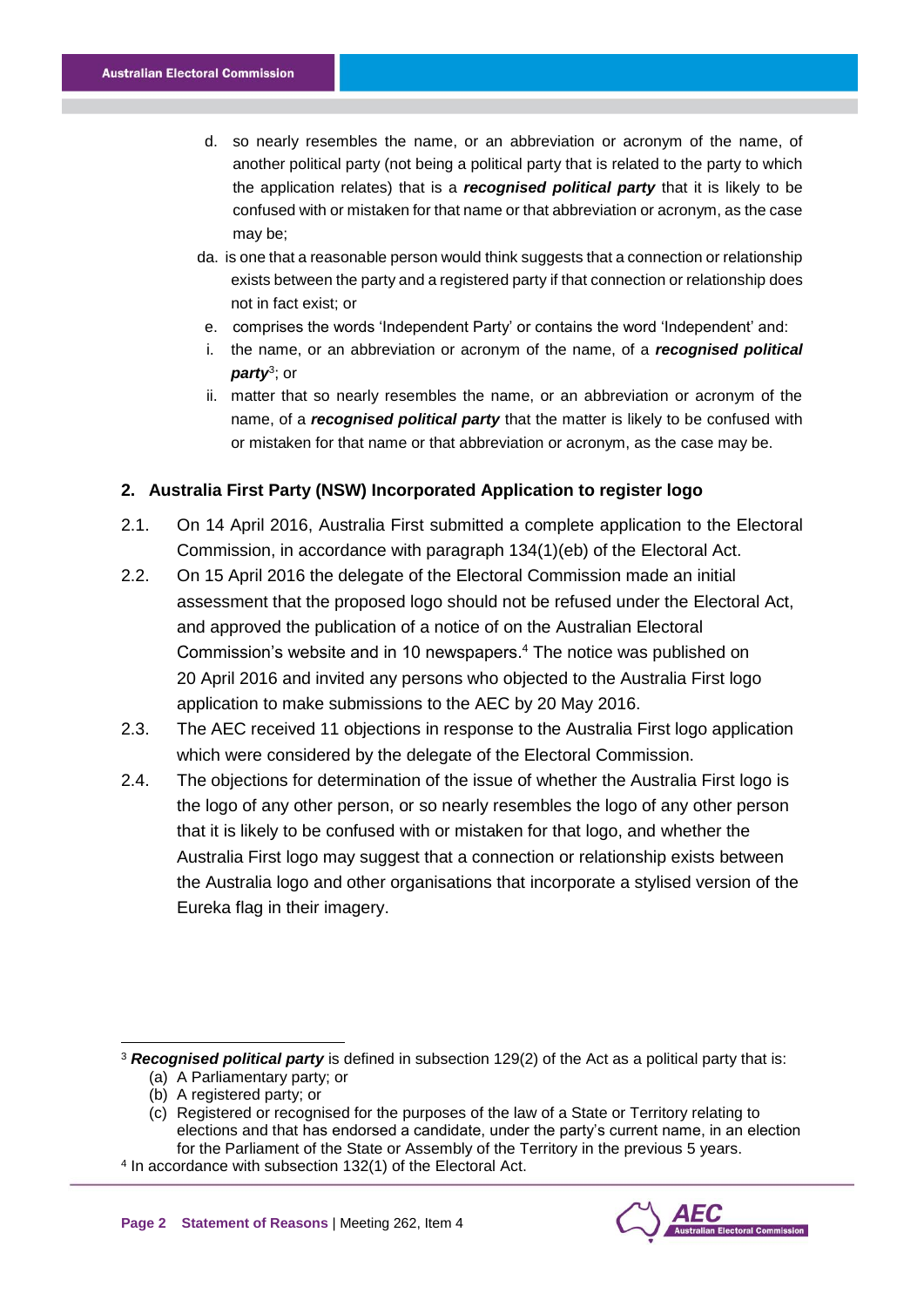d. so nearly resembles the name, or an abbreviation or acronym of the name, of another political party (not being a political party that is related to the party to which the application relates) that is a ***recognised political party*** that it is likely to be confused with or mistaken for that name or that abbreviation or acronym, as the case may be;

da. is one that a reasonable person would think suggests that a connection or relationship exists between the party and a registered party if that connection or relationship does not in fact exist; or

e. comprises the words 'Independent Party' or contains the word 'Independent' and:

i. the name, or an abbreviation or acronym of the name, of a ***recognised political party***[3]; or

ii. matter that so nearly resembles the name, or an abbreviation or acronym of the name, of a ***recognised political party*** that the matter is likely to be confused with or mistaken for that name or that abbreviation or acronym, as the case may be.

## 2. Australia First Party (NSW) Incorporated Application to register logo

2.1. On 14 April 2016, Australia First submitted a complete application to the Electoral Commission, in accordance with paragraph 134(1)(eb) of the Electoral Act.

2.2. On 15 April 2016 the delegate of the Electoral Commission made an initial assessment that the proposed logo should not be refused under the Electoral Act, and approved the publication of a notice of on the Australian Electoral Commission's website and in 10 newspapers.[4] The notice was published on 20 April 2016 and invited any persons who objected to the Australia First logo application to make submissions to the AEC by 20 May 2016.

2.3. The AEC received 11 objections in response to the Australia First logo application which were considered by the delegate of the Electoral Commission.

2.4. The objections for determination of the issue of whether the Australia First logo is the logo of any other person, or so nearly resembles the logo of any other person that it is likely to be confused with or mistaken for that logo, and whether the Australia First logo may suggest that a connection or relationship exists between the Australia logo and other organisations that incorporate a stylised version of the Eureka flag in their imagery.

---

[3] ***Recognised political party*** is defined in subsection 129(2) of the Act as a political party that is:
(a) A Parliamentary party; or
(b) A registered party; or
(c) Registered or recognised for the purposes of the law of a State or Territory relating to elections and that has endorsed a candidate, under the party's current name, in an election for the Parliament of the State or Assembly of the Territory in the previous 5 years.

[4] In accordance with subsection 132(1) of the Electoral Act.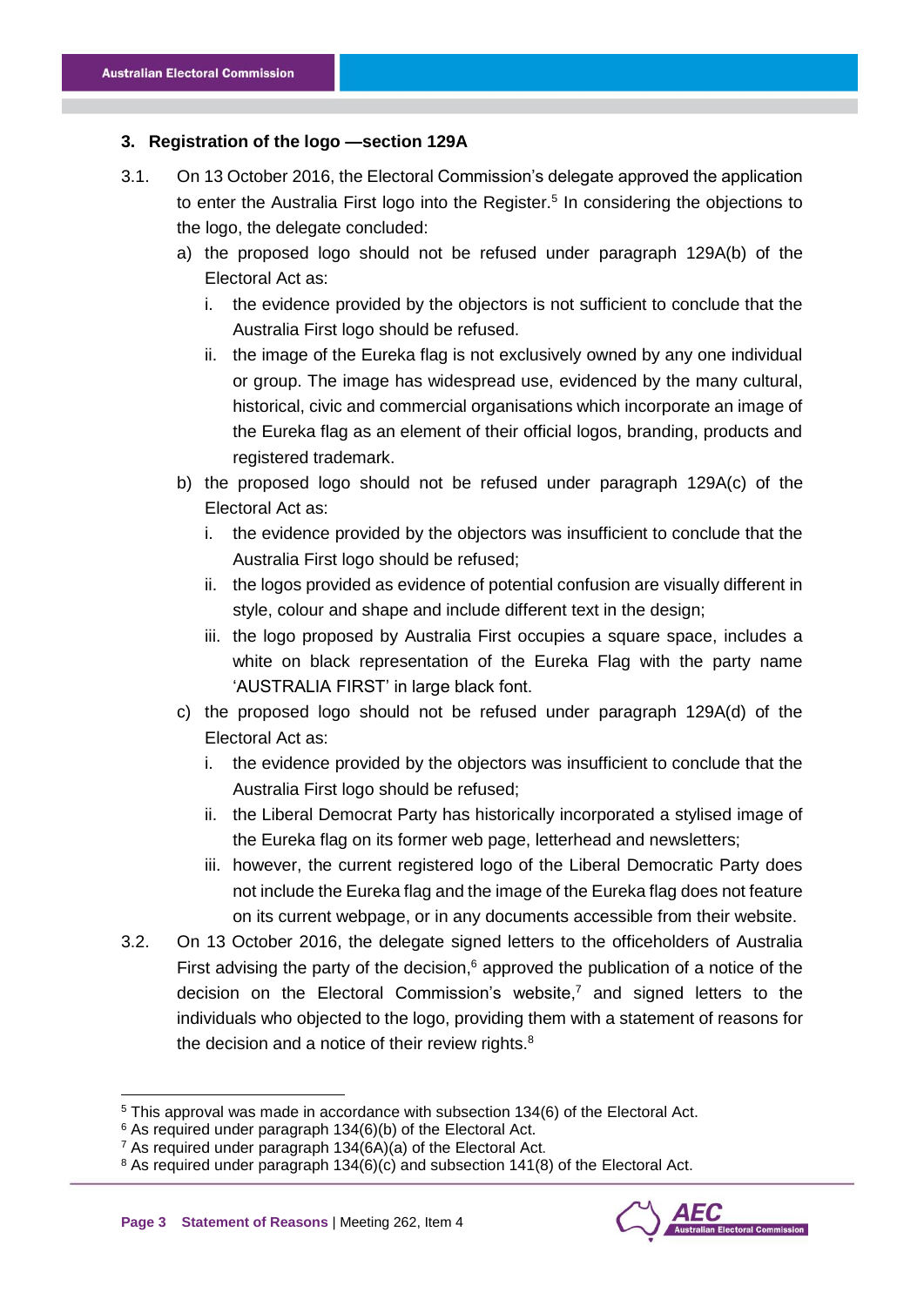## 3. Registration of the logo —section 129A

3.1. On 13 October 2016, the Electoral Commission's delegate approved the application to enter the Australia First logo into the Register.[5] In considering the objections to the logo, the delegate concluded:

   a) the proposed logo should not be refused under paragraph 129A(b) of the Electoral Act as:

      i. the evidence provided by the objectors is not sufficient to conclude that the Australia First logo should be refused.

      ii. the image of the Eureka flag is not exclusively owned by any one individual or group. The image has widespread use, evidenced by the many cultural, historical, civic and commercial organisations which incorporate an image of the Eureka flag as an element of their official logos, branding, products and registered trademark.

   b) the proposed logo should not be refused under paragraph 129A(c) of the Electoral Act as:

      i. the evidence provided by the objectors was insufficient to conclude that the Australia First logo should be refused;

      ii. the logos provided as evidence of potential confusion are visually different in style, colour and shape and include different text in the design;

      iii. the logo proposed by Australia First occupies a square space, includes a white on black representation of the Eureka Flag with the party name 'AUSTRALIA FIRST' in large black font.

   c) the proposed logo should not be refused under paragraph 129A(d) of the Electoral Act as:

      i. the evidence provided by the objectors was insufficient to conclude that the Australia First logo should be refused;

      ii. the Liberal Democrat Party has historically incorporated a stylised image of the Eureka flag on its former web page, letterhead and newsletters;

      iii. however, the current registered logo of the Liberal Democratic Party does not include the Eureka flag and the image of the Eureka flag does not feature on its current webpage, or in any documents accessible from their website.

3.2. On 13 October 2016, the delegate signed letters to the officeholders of Australia First advising the party of the decision,[6] approved the publication of a notice of the decision on the Electoral Commission's website,[7] and signed letters to the individuals who objected to the logo, providing them with a statement of reasons for the decision and a notice of their review rights.[8]

---

[5] This approval was made in accordance with subsection 134(6) of the Electoral Act.

[6] As required under paragraph 134(6)(b) of the Electoral Act.

[7] As required under paragraph 134(6A)(a) of the Electoral Act.

[8] As required under paragraph 134(6)(c) and subsection 141(8) of the Electoral Act.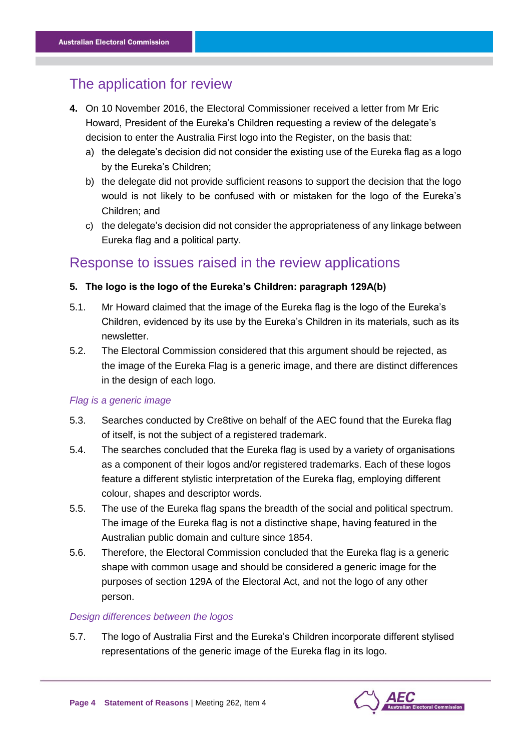## The application for review

**4.** On 10 November 2016, the Electoral Commissioner received a letter from Mr Eric Howard, President of the Eureka's Children requesting a review of the delegate's decision to enter the Australia First logo into the Register, on the basis that:

a) the delegate's decision did not consider the existing use of the Eureka flag as a logo by the Eureka's Children;

b) the delegate did not provide sufficient reasons to support the decision that the logo would is not likely to be confused with or mistaken for the logo of the Eureka's Children; and

c) the delegate's decision did not consider the appropriateness of any linkage between Eureka flag and a political party.

## Response to issues raised in the review applications

**5. The logo is the logo of the Eureka's Children: paragraph 129A(b)**

5.1. Mr Howard claimed that the image of the Eureka flag is the logo of the Eureka's Children, evidenced by its use by the Eureka's Children in its materials, such as its newsletter.

5.2. The Electoral Commission considered that this argument should be rejected, as the image of the Eureka Flag is a generic image, and there are distinct differences in the design of each logo.

### *Flag is a generic image*

5.3. Searches conducted by Cre8tive on behalf of the AEC found that the Eureka flag of itself, is not the subject of a registered trademark.

5.4. The searches concluded that the Eureka flag is used by a variety of organisations as a component of their logos and/or registered trademarks. Each of these logos feature a different stylistic interpretation of the Eureka flag, employing different colour, shapes and descriptor words.

5.5. The use of the Eureka flag spans the breadth of the social and political spectrum. The image of the Eureka flag is not a distinctive shape, having featured in the Australian public domain and culture since 1854.

5.6. Therefore, the Electoral Commission concluded that the Eureka flag is a generic shape with common usage and should be considered a generic image for the purposes of section 129A of the Electoral Act, and not the logo of any other person.

### *Design differences between the logos*

5.7. The logo of Australia First and the Eureka's Children incorporate different stylised representations of the generic image of the Eureka flag in its logo.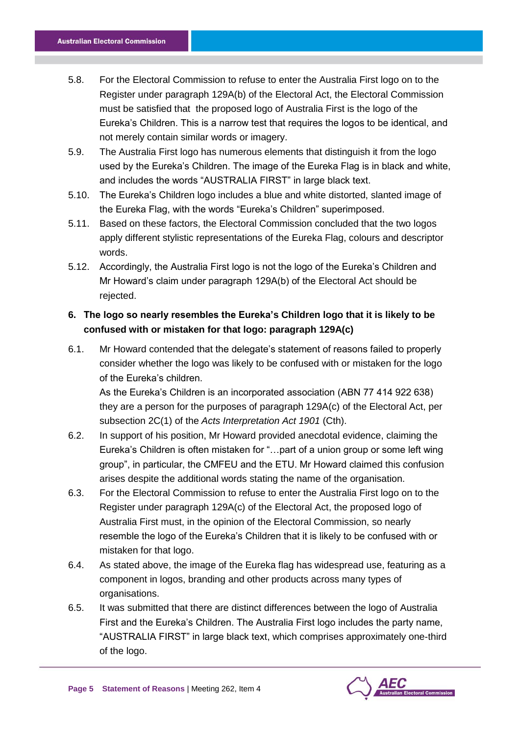5.8. For the Electoral Commission to refuse to enter the Australia First logo on to the Register under paragraph 129A(b) of the Electoral Act, the Electoral Commission must be satisfied that the proposed logo of Australia First is the logo of the Eureka's Children. This is a narrow test that requires the logos to be identical, and not merely contain similar words or imagery.

5.9. The Australia First logo has numerous elements that distinguish it from the logo used by the Eureka's Children. The image of the Eureka Flag is in black and white, and includes the words "AUSTRALIA FIRST" in large black text.

5.10. The Eureka's Children logo includes a blue and white distorted, slanted image of the Eureka Flag, with the words "Eureka's Children" superimposed.

5.11. Based on these factors, the Electoral Commission concluded that the two logos apply different stylistic representations of the Eureka Flag, colours and descriptor words.

5.12. Accordingly, the Australia First logo is not the logo of the Eureka's Children and Mr Howard's claim under paragraph 129A(b) of the Electoral Act should be rejected.

**6. The logo so nearly resembles the Eureka's Children logo that it is likely to be confused with or mistaken for that logo: paragraph 129A(c)**

6.1. Mr Howard contended that the delegate's statement of reasons failed to properly consider whether the logo was likely to be confused with or mistaken for the logo of the Eureka's children.

As the Eureka's Children is an incorporated association (ABN 77 414 922 638) they are a person for the purposes of paragraph 129A(c) of the Electoral Act, per subsection 2C(1) of the *Acts Interpretation Act 1901* (Cth).

6.2. In support of his position, Mr Howard provided anecdotal evidence, claiming the Eureka's Children is often mistaken for "…part of a union group or some left wing group", in particular, the CMFEU and the ETU. Mr Howard claimed this confusion arises despite the additional words stating the name of the organisation.

6.3. For the Electoral Commission to refuse to enter the Australia First logo on to the Register under paragraph 129A(c) of the Electoral Act, the proposed logo of Australia First must, in the opinion of the Electoral Commission, so nearly resemble the logo of the Eureka's Children that it is likely to be confused with or mistaken for that logo.

6.4. As stated above, the image of the Eureka flag has widespread use, featuring as a component in logos, branding and other products across many types of organisations.

6.5. It was submitted that there are distinct differences between the logo of Australia First and the Eureka's Children. The Australia First logo includes the party name, "AUSTRALIA FIRST" in large black text, which comprises approximately one-third of the logo.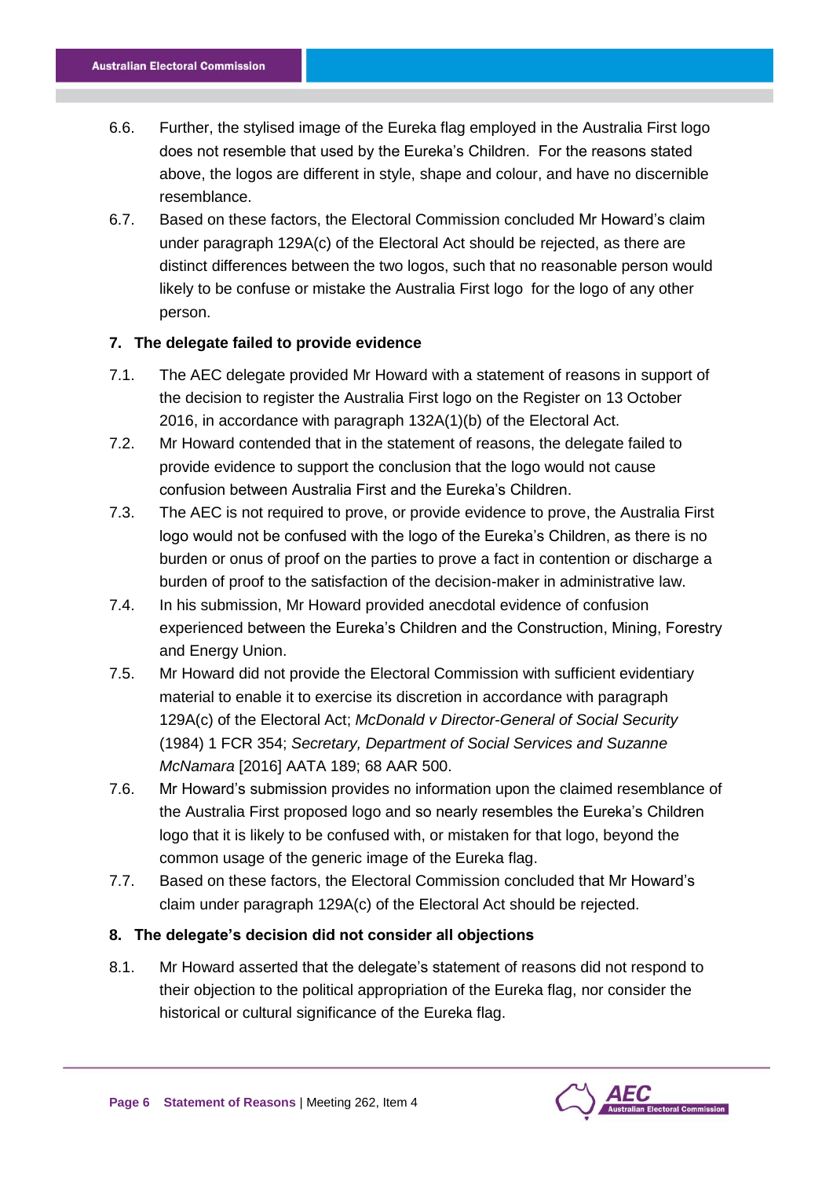6.6. Further, the stylised image of the Eureka flag employed in the Australia First logo does not resemble that used by the Eureka's Children. For the reasons stated above, the logos are different in style, shape and colour, and have no discernible resemblance.

6.7. Based on these factors, the Electoral Commission concluded Mr Howard's claim under paragraph 129A(c) of the Electoral Act should be rejected, as there are distinct differences between the two logos, such that no reasonable person would likely to be confuse or mistake the Australia First logo for the logo of any other person.

**7. The delegate failed to provide evidence**

7.1. The AEC delegate provided Mr Howard with a statement of reasons in support of the decision to register the Australia First logo on the Register on 13 October 2016, in accordance with paragraph 132A(1)(b) of the Electoral Act.

7.2. Mr Howard contended that in the statement of reasons, the delegate failed to provide evidence to support the conclusion that the logo would not cause confusion between Australia First and the Eureka's Children.

7.3. The AEC is not required to prove, or provide evidence to prove, the Australia First logo would not be confused with the logo of the Eureka's Children, as there is no burden or onus of proof on the parties to prove a fact in contention or discharge a burden of proof to the satisfaction of the decision-maker in administrative law.

7.4. In his submission, Mr Howard provided anecdotal evidence of confusion experienced between the Eureka's Children and the Construction, Mining, Forestry and Energy Union.

7.5. Mr Howard did not provide the Electoral Commission with sufficient evidentiary material to enable it to exercise its discretion in accordance with paragraph 129A(c) of the Electoral Act; *McDonald v Director-General of Social Security* (1984) 1 FCR 354; *Secretary, Department of Social Services and Suzanne McNamara* [2016] AATA 189; 68 AAR 500.

7.6. Mr Howard's submission provides no information upon the claimed resemblance of the Australia First proposed logo and so nearly resembles the Eureka's Children logo that it is likely to be confused with, or mistaken for that logo, beyond the common usage of the generic image of the Eureka flag.

7.7. Based on these factors, the Electoral Commission concluded that Mr Howard's claim under paragraph 129A(c) of the Electoral Act should be rejected.

**8. The delegate's decision did not consider all objections**

8.1. Mr Howard asserted that the delegate's statement of reasons did not respond to their objection to the political appropriation of the Eureka flag, nor consider the historical or cultural significance of the Eureka flag.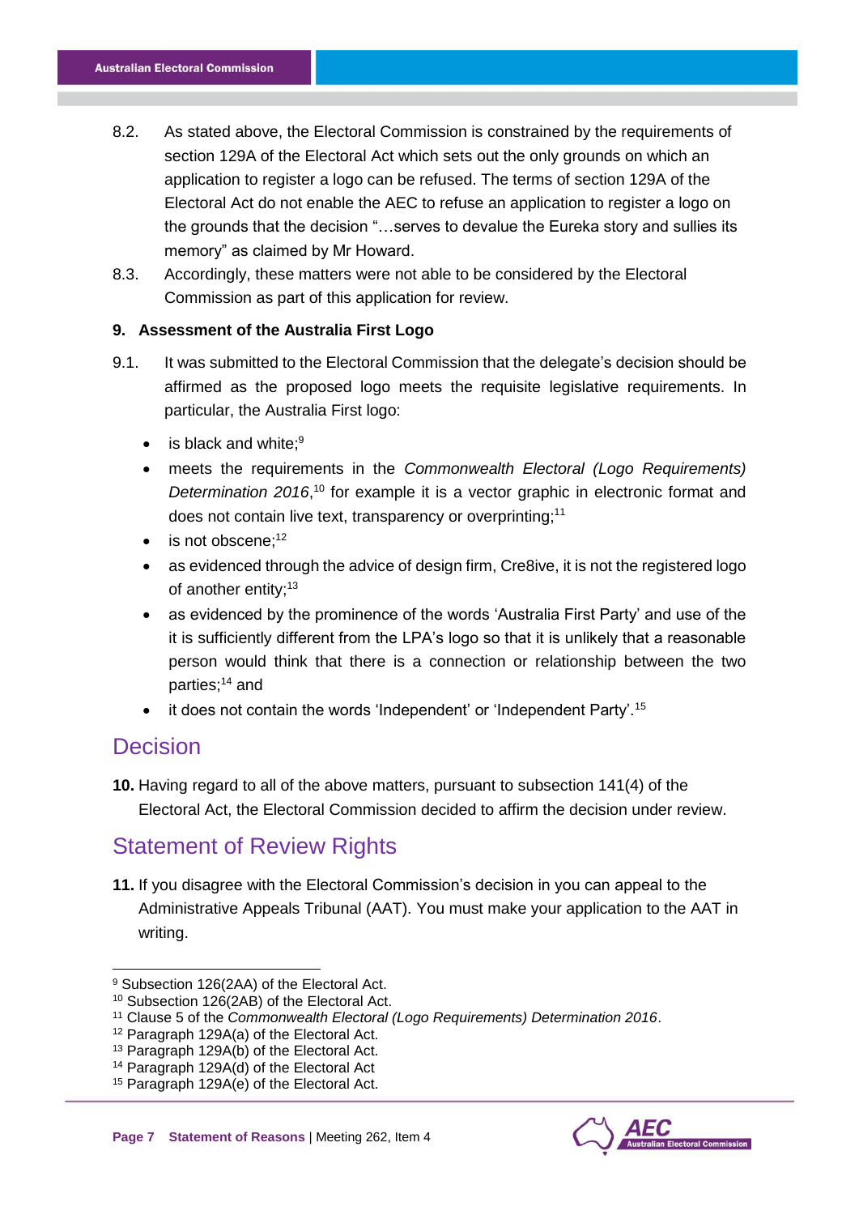8.2. As stated above, the Electoral Commission is constrained by the requirements of section 129A of the Electoral Act which sets out the only grounds on which an application to register a logo can be refused. The terms of section 129A of the Electoral Act do not enable the AEC to refuse an application to register a logo on the grounds that the decision "…serves to devalue the Eureka story and sullies its memory" as claimed by Mr Howard.

8.3. Accordingly, these matters were not able to be considered by the Electoral Commission as part of this application for review.

**9. Assessment of the Australia First Logo**

9.1. It was submitted to the Electoral Commission that the delegate's decision should be affirmed as the proposed logo meets the requisite legislative requirements. In particular, the Australia First logo:

- is black and white;[9]
- meets the requirements in the *Commonwealth Electoral (Logo Requirements) Determination 2016*,[10] for example it is a vector graphic in electronic format and does not contain live text, transparency or overprinting;[11]
- is not obscene;[12]
- as evidenced through the advice of design firm, Cre8ive, it is not the registered logo of another entity;[13]
- as evidenced by the prominence of the words 'Australia First Party' and use of the it is sufficiently different from the LPA's logo so that it is unlikely that a reasonable person would think that there is a connection or relationship between the two parties;[14] and
- it does not contain the words 'Independent' or 'Independent Party'.[15]

## Decision

**10.** Having regard to all of the above matters, pursuant to subsection 141(4) of the Electoral Act, the Electoral Commission decided to affirm the decision under review.

## Statement of Review Rights

**11.** If you disagree with the Electoral Commission's decision in you can appeal to the Administrative Appeals Tribunal (AAT). You must make your application to the AAT in writing.

---

[9] Subsection 126(2AA) of the Electoral Act.
[10] Subsection 126(2AB) of the Electoral Act.
[11] Clause 5 of the *Commonwealth Electoral (Logo Requirements) Determination 2016*.
[12] Paragraph 129A(a) of the Electoral Act.
[13] Paragraph 129A(b) of the Electoral Act.
[14] Paragraph 129A(d) of the Electoral Act
[15] Paragraph 129A(e) of the Electoral Act.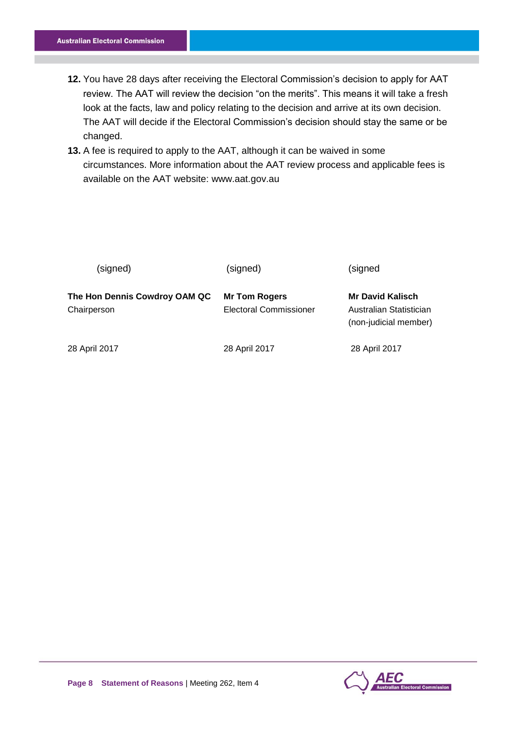12. You have 28 days after receiving the Electoral Commission's decision to apply for AAT review. The AAT will review the decision "on the merits". This means it will take a fresh look at the facts, law and policy relating to the decision and arrive at its own decision. The AAT will decide if the Electoral Commission's decision should stay the same or be changed.

13. A fee is required to apply to the AAT, although it can be waived in some circumstances. More information about the AAT review process and applicable fees is available on the AAT website: www.aat.gov.au

| | | |
|---|---|---|
| (signed) | (signed) | (signed |
| **The Hon Dennis Cowdroy OAM QC**<br>Chairperson | **Mr Tom Rogers**<br>Electoral Commissioner | **Mr David Kalisch**<br>Australian Statistician<br>(non-judicial member) |
| 28 April 2017 | 28 April 2017 | 28 April 2017 |